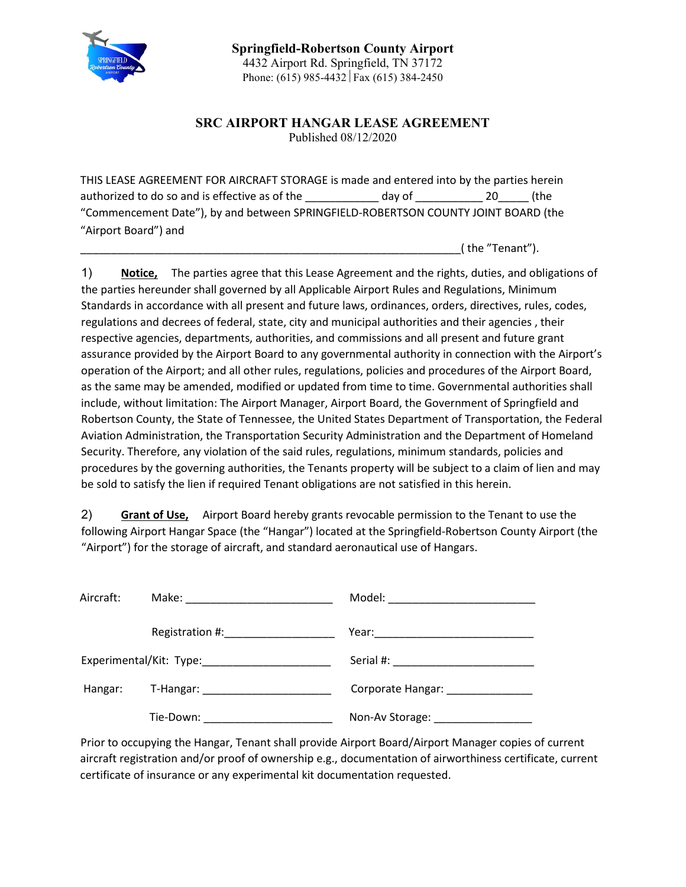**Springfield-Robertson County Airport**
4432 Airport Rd. Springfield, TN 37172
Phone: (615) 985-4432 | Fax (615) 384-2450

# SRC AIRPORT HANGAR LEASE AGREEMENT

Published 08/12/2020

THIS LEASE AGREEMENT FOR AIRCRAFT STORAGE is made and entered into by the parties herein authorized to do so and is effective as of the ____________ day of ___________ 20_____ (the "Commencement Date"), by and between SPRINGFIELD-ROBERTSON COUNTY JOINT BOARD (the "Airport Board") and _______________________________________________________________( the "Tenant").

1) **Notice,** The parties agree that this Lease Agreement and the rights, duties, and obligations of the parties hereunder shall governed by all Applicable Airport Rules and Regulations, Minimum Standards in accordance with all present and future laws, ordinances, orders, directives, rules, codes, regulations and decrees of federal, state, city and municipal authorities and their agencies , their respective agencies, departments, authorities, and commissions and all present and future grant assurance provided by the Airport Board to any governmental authority in connection with the Airport's operation of the Airport; and all other rules, regulations, policies and procedures of the Airport Board, as the same may be amended, modified or updated from time to time. Governmental authorities shall include, without limitation: The Airport Manager, Airport Board, the Government of Springfield and Robertson County, the State of Tennessee, the United States Department of Transportation, the Federal Aviation Administration, the Transportation Security Administration and the Department of Homeland Security. Therefore, any violation of the said rules, regulations, minimum standards, policies and procedures by the governing authorities, the Tenants property will be subject to a claim of lien and may be sold to satisfy the lien if required Tenant obligations are not satisfied in this herein.

2) **Grant of Use,** Airport Board hereby grants revocable permission to the Tenant to use the following Airport Hangar Space (the "Hangar") located at the Springfield-Robertson County Airport (the "Airport") for the storage of aircraft, and standard aeronautical use of Hangars.

Aircraft: Make: ________________________ Model: ________________________

Registration #:__________________ Year:_________________________

Experimental/Kit: Type:_____________________ Serial #: _______________________

Hangar: T-Hangar: _____________________ Corporate Hangar: ______________

Tie-Down: _____________________ Non-Av Storage: ________________

Prior to occupying the Hangar, Tenant shall provide Airport Board/Airport Manager copies of current aircraft registration and/or proof of ownership e.g., documentation of airworthiness certificate, current certificate of insurance or any experimental kit documentation requested.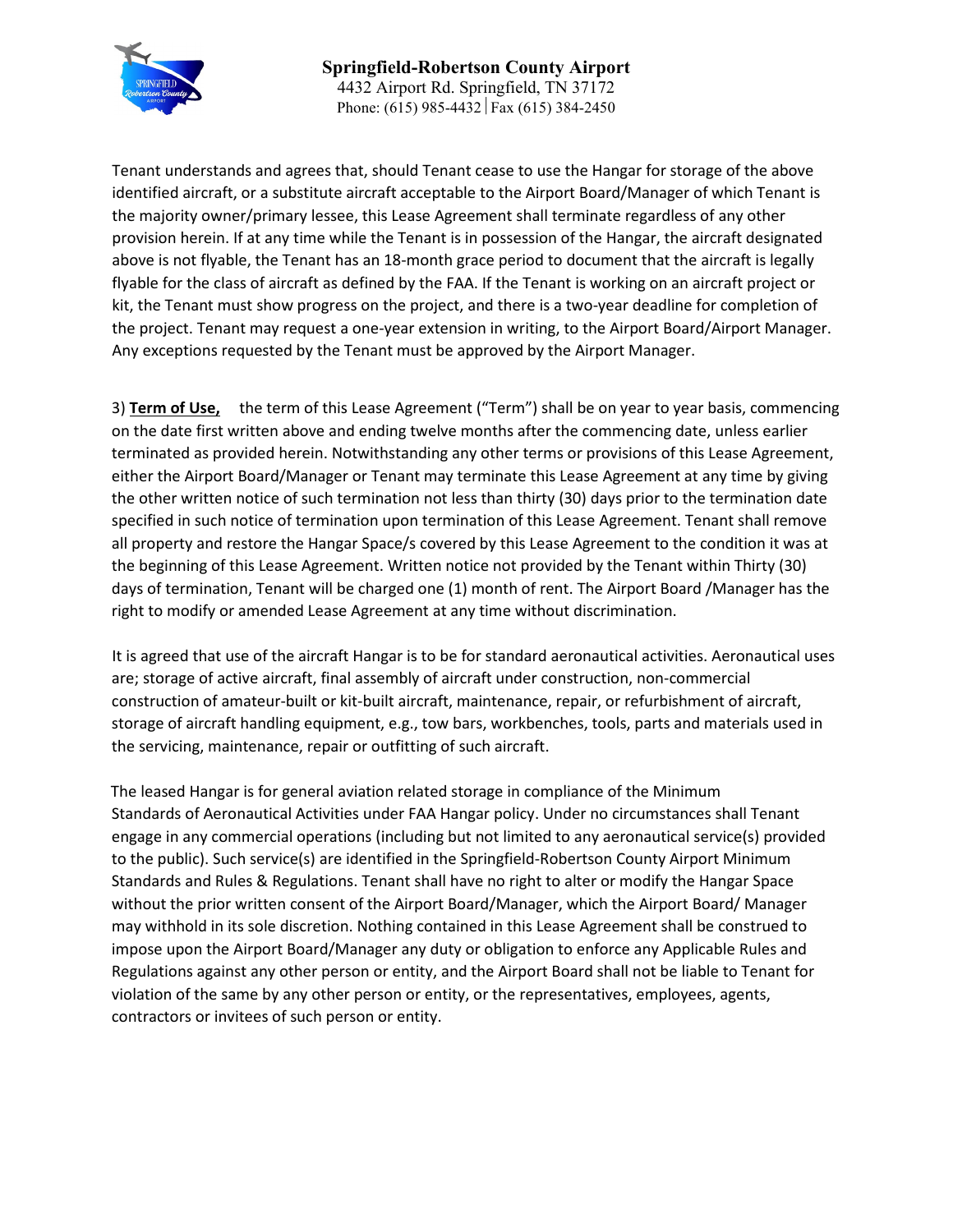Tenant understands and agrees that, should Tenant cease to use the Hangar for storage of the above identified aircraft, or a substitute aircraft acceptable to the Airport Board/Manager of which Tenant is the majority owner/primary lessee, this Lease Agreement shall terminate regardless of any other provision herein. If at any time while the Tenant is in possession of the Hangar, the aircraft designated above is not flyable, the Tenant has an 18-month grace period to document that the aircraft is legally flyable for the class of aircraft as defined by the FAA. If the Tenant is working on an aircraft project or kit, the Tenant must show progress on the project, and there is a two-year deadline for completion of the project. Tenant may request a one-year extension in writing, to the Airport Board/Airport Manager. Any exceptions requested by the Tenant must be approved by the Airport Manager.

3) **Term of Use,** the term of this Lease Agreement ("Term") shall be on year to year basis, commencing on the date first written above and ending twelve months after the commencing date, unless earlier terminated as provided herein. Notwithstanding any other terms or provisions of this Lease Agreement, either the Airport Board/Manager or Tenant may terminate this Lease Agreement at any time by giving the other written notice of such termination not less than thirty (30) days prior to the termination date specified in such notice of termination upon termination of this Lease Agreement. Tenant shall remove all property and restore the Hangar Space/s covered by this Lease Agreement to the condition it was at the beginning of this Lease Agreement. Written notice not provided by the Tenant within Thirty (30) days of termination, Tenant will be charged one (1) month of rent. The Airport Board /Manager has the right to modify or amended Lease Agreement at any time without discrimination.

It is agreed that use of the aircraft Hangar is to be for standard aeronautical activities. Aeronautical uses are; storage of active aircraft, final assembly of aircraft under construction, non-commercial construction of amateur-built or kit-built aircraft, maintenance, repair, or refurbishment of aircraft, storage of aircraft handling equipment, e.g., tow bars, workbenches, tools, parts and materials used in the servicing, maintenance, repair or outfitting of such aircraft.

The leased Hangar is for general aviation related storage in compliance of the Minimum Standards of Aeronautical Activities under FAA Hangar policy. Under no circumstances shall Tenant engage in any commercial operations (including but not limited to any aeronautical service(s) provided to the public). Such service(s) are identified in the Springfield-Robertson County Airport Minimum Standards and Rules & Regulations. Tenant shall have no right to alter or modify the Hangar Space without the prior written consent of the Airport Board/Manager, which the Airport Board/ Manager may withhold in its sole discretion. Nothing contained in this Lease Agreement shall be construed to impose upon the Airport Board/Manager any duty or obligation to enforce any Applicable Rules and Regulations against any other person or entity, and the Airport Board shall not be liable to Tenant for violation of the same by any other person or entity, or the representatives, employees, agents, contractors or invitees of such person or entity.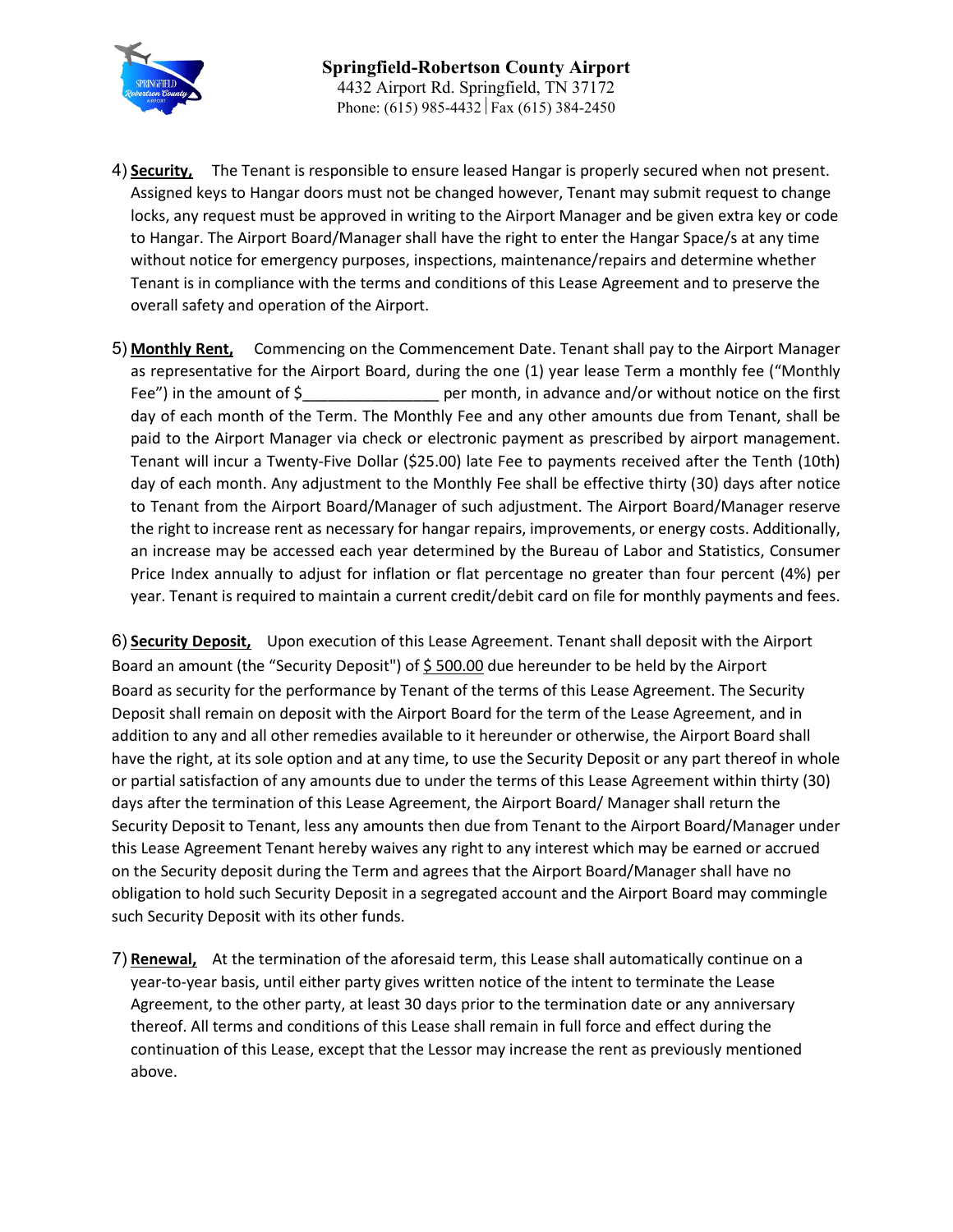4) **Security,** The Tenant is responsible to ensure leased Hangar is properly secured when not present. Assigned keys to Hangar doors must not be changed however, Tenant may submit request to change locks, any request must be approved in writing to the Airport Manager and be given extra key or code to Hangar. The Airport Board/Manager shall have the right to enter the Hangar Space/s at any time without notice for emergency purposes, inspections, maintenance/repairs and determine whether Tenant is in compliance with the terms and conditions of this Lease Agreement and to preserve the overall safety and operation of the Airport.

5) **Monthly Rent,** Commencing on the Commencement Date. Tenant shall pay to the Airport Manager as representative for the Airport Board, during the one (1) year lease Term a monthly fee ("Monthly Fee") in the amount of $________________ per month, in advance and/or without notice on the first day of each month of the Term. The Monthly Fee and any other amounts due from Tenant, shall be paid to the Airport Manager via check or electronic payment as prescribed by airport management. Tenant will incur a Twenty-Five Dollar ($25.00) late Fee to payments received after the Tenth (10th) day of each month. Any adjustment to the Monthly Fee shall be effective thirty (30) days after notice to Tenant from the Airport Board/Manager of such adjustment. The Airport Board/Manager reserve the right to increase rent as necessary for hangar repairs, improvements, or energy costs. Additionally, an increase may be accessed each year determined by the Bureau of Labor and Statistics, Consumer Price Index annually to adjust for inflation or flat percentage no greater than four percent (4%) per year. Tenant is required to maintain a current credit/debit card on file for monthly payments and fees.

6) **Security Deposit,** Upon execution of this Lease Agreement. Tenant shall deposit with the Airport Board an amount (the "Security Deposit") of $ 500.00 due hereunder to be held by the Airport Board as security for the performance by Tenant of the terms of this Lease Agreement. The Security Deposit shall remain on deposit with the Airport Board for the term of the Lease Agreement, and in addition to any and all other remedies available to it hereunder or otherwise, the Airport Board shall have the right, at its sole option and at any time, to use the Security Deposit or any part thereof in whole or partial satisfaction of any amounts due to under the terms of this Lease Agreement within thirty (30) days after the termination of this Lease Agreement, the Airport Board/ Manager shall return the Security Deposit to Tenant, less any amounts then due from Tenant to the Airport Board/Manager under this Lease Agreement Tenant hereby waives any right to any interest which may be earned or accrued on the Security deposit during the Term and agrees that the Airport Board/Manager shall have no obligation to hold such Security Deposit in a segregated account and the Airport Board may commingle such Security Deposit with its other funds.

7) **Renewal,** At the termination of the aforesaid term, this Lease shall automatically continue on a year-to-year basis, until either party gives written notice of the intent to terminate the Lease Agreement, to the other party, at least 30 days prior to the termination date or any anniversary thereof. All terms and conditions of this Lease shall remain in full force and effect during the continuation of this Lease, except that the Lessor may increase the rent as previously mentioned above.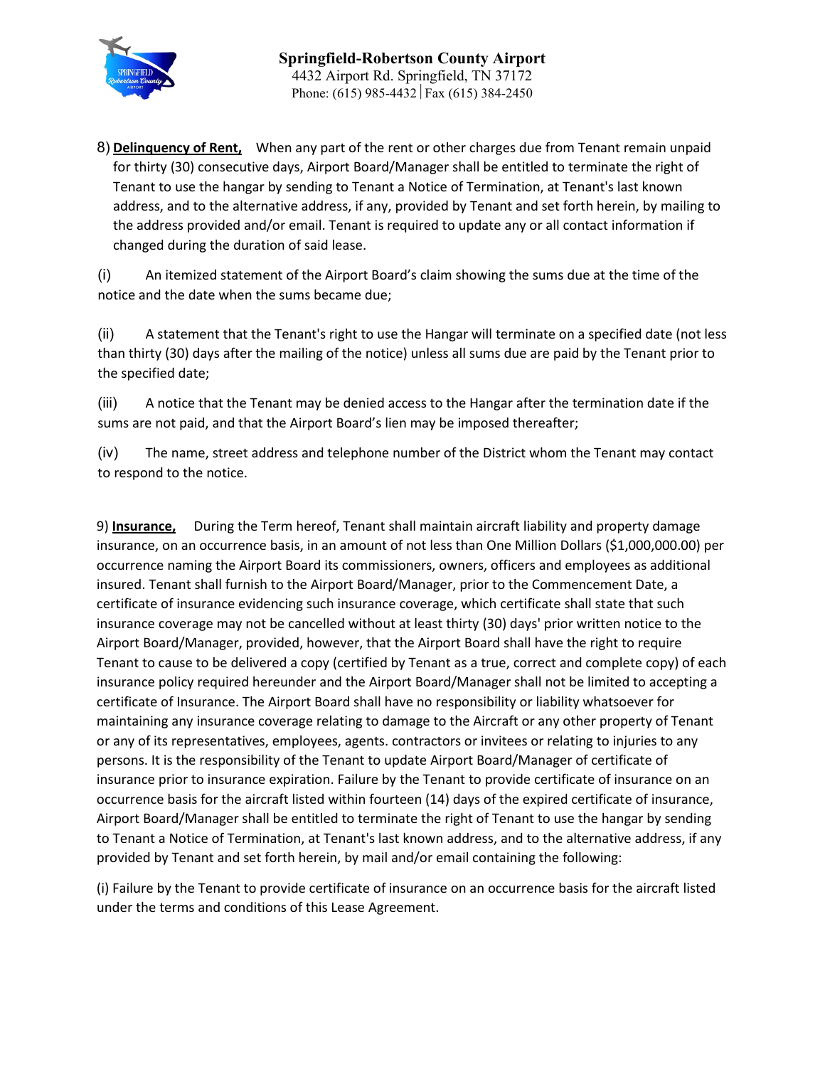8) **Delinquency of Rent,** When any part of the rent or other charges due from Tenant remain unpaid for thirty (30) consecutive days, Airport Board/Manager shall be entitled to terminate the right of Tenant to use the hangar by sending to Tenant a Notice of Termination, at Tenant's last known address, and to the alternative address, if any, provided by Tenant and set forth herein, by mailing to the address provided and/or email. Tenant is required to update any or all contact information if changed during the duration of said lease.

(i) An itemized statement of the Airport Board's claim showing the sums due at the time of the notice and the date when the sums became due;

(ii) A statement that the Tenant's right to use the Hangar will terminate on a specified date (not less than thirty (30) days after the mailing of the notice) unless all sums due are paid by the Tenant prior to the specified date;

(iii) A notice that the Tenant may be denied access to the Hangar after the termination date if the sums are not paid, and that the Airport Board's lien may be imposed thereafter;

(iv) The name, street address and telephone number of the District whom the Tenant may contact to respond to the notice.

9) **Insurance,** During the Term hereof, Tenant shall maintain aircraft liability and property damage insurance, on an occurrence basis, in an amount of not less than One Million Dollars ($1,000,000.00) per occurrence naming the Airport Board its commissioners, owners, officers and employees as additional insured. Tenant shall furnish to the Airport Board/Manager, prior to the Commencement Date, a certificate of insurance evidencing such insurance coverage, which certificate shall state that such insurance coverage may not be cancelled without at least thirty (30) days' prior written notice to the Airport Board/Manager, provided, however, that the Airport Board shall have the right to require Tenant to cause to be delivered a copy (certified by Tenant as a true, correct and complete copy) of each insurance policy required hereunder and the Airport Board/Manager shall not be limited to accepting a certificate of Insurance. The Airport Board shall have no responsibility or liability whatsoever for maintaining any insurance coverage relating to damage to the Aircraft or any other property of Tenant or any of its representatives, employees, agents. contractors or invitees or relating to injuries to any persons. It is the responsibility of the Tenant to update Airport Board/Manager of certificate of insurance prior to insurance expiration. Failure by the Tenant to provide certificate of insurance on an occurrence basis for the aircraft listed within fourteen (14) days of the expired certificate of insurance, Airport Board/Manager shall be entitled to terminate the right of Tenant to use the hangar by sending to Tenant a Notice of Termination, at Tenant's last known address, and to the alternative address, if any provided by Tenant and set forth herein, by mail and/or email containing the following:

(i) Failure by the Tenant to provide certificate of insurance on an occurrence basis for the aircraft listed under the terms and conditions of this Lease Agreement.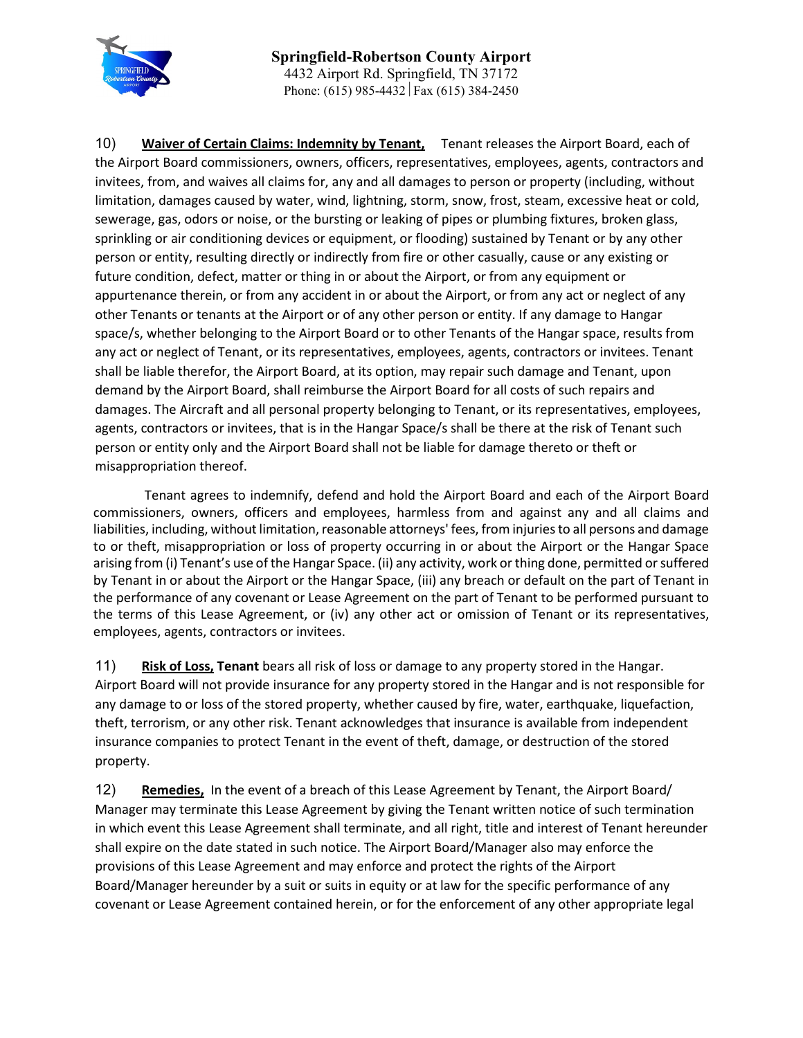10) **Waiver of Certain Claims: Indemnity by Tenant,** Tenant releases the Airport Board, each of the Airport Board commissioners, owners, officers, representatives, employees, agents, contractors and invitees, from, and waives all claims for, any and all damages to person or property (including, without limitation, damages caused by water, wind, lightning, storm, snow, frost, steam, excessive heat or cold, sewerage, gas, odors or noise, or the bursting or leaking of pipes or plumbing fixtures, broken glass, sprinkling or air conditioning devices or equipment, or flooding) sustained by Tenant or by any other person or entity, resulting directly or indirectly from fire or other casually, cause or any existing or future condition, defect, matter or thing in or about the Airport, or from any equipment or appurtenance therein, or from any accident in or about the Airport, or from any act or neglect of any other Tenants or tenants at the Airport or of any other person or entity. If any damage to Hangar space/s, whether belonging to the Airport Board or to other Tenants of the Hangar space, results from any act or neglect of Tenant, or its representatives, employees, agents, contractors or invitees. Tenant shall be liable therefor, the Airport Board, at its option, may repair such damage and Tenant, upon demand by the Airport Board, shall reimburse the Airport Board for all costs of such repairs and damages. The Aircraft and all personal property belonging to Tenant, or its representatives, employees, agents, contractors or invitees, that is in the Hangar Space/s shall be there at the risk of Tenant such person or entity only and the Airport Board shall not be liable for damage thereto or theft or misappropriation thereof.

Tenant agrees to indemnify, defend and hold the Airport Board and each of the Airport Board commissioners, owners, officers and employees, harmless from and against any and all claims and liabilities, including, without limitation, reasonable attorneys' fees, from injuries to all persons and damage to or theft, misappropriation or loss of property occurring in or about the Airport or the Hangar Space arising from (i) Tenant's use of the Hangar Space. (ii) any activity, work or thing done, permitted or suffered by Tenant in or about the Airport or the Hangar Space, (iii) any breach or default on the part of Tenant in the performance of any covenant or Lease Agreement on the part of Tenant to be performed pursuant to the terms of this Lease Agreement, or (iv) any other act or omission of Tenant or its representatives, employees, agents, contractors or invitees.

11) **Risk of Loss, Tenant** bears all risk of loss or damage to any property stored in the Hangar. Airport Board will not provide insurance for any property stored in the Hangar and is not responsible for any damage to or loss of the stored property, whether caused by fire, water, earthquake, liquefaction, theft, terrorism, or any other risk. Tenant acknowledges that insurance is available from independent insurance companies to protect Tenant in the event of theft, damage, or destruction of the stored property.

12) **Remedies,** In the event of a breach of this Lease Agreement by Tenant, the Airport Board/ Manager may terminate this Lease Agreement by giving the Tenant written notice of such termination in which event this Lease Agreement shall terminate, and all right, title and interest of Tenant hereunder shall expire on the date stated in such notice. The Airport Board/Manager also may enforce the provisions of this Lease Agreement and may enforce and protect the rights of the Airport Board/Manager hereunder by a suit or suits in equity or at law for the specific performance of any covenant or Lease Agreement contained herein, or for the enforcement of any other appropriate legal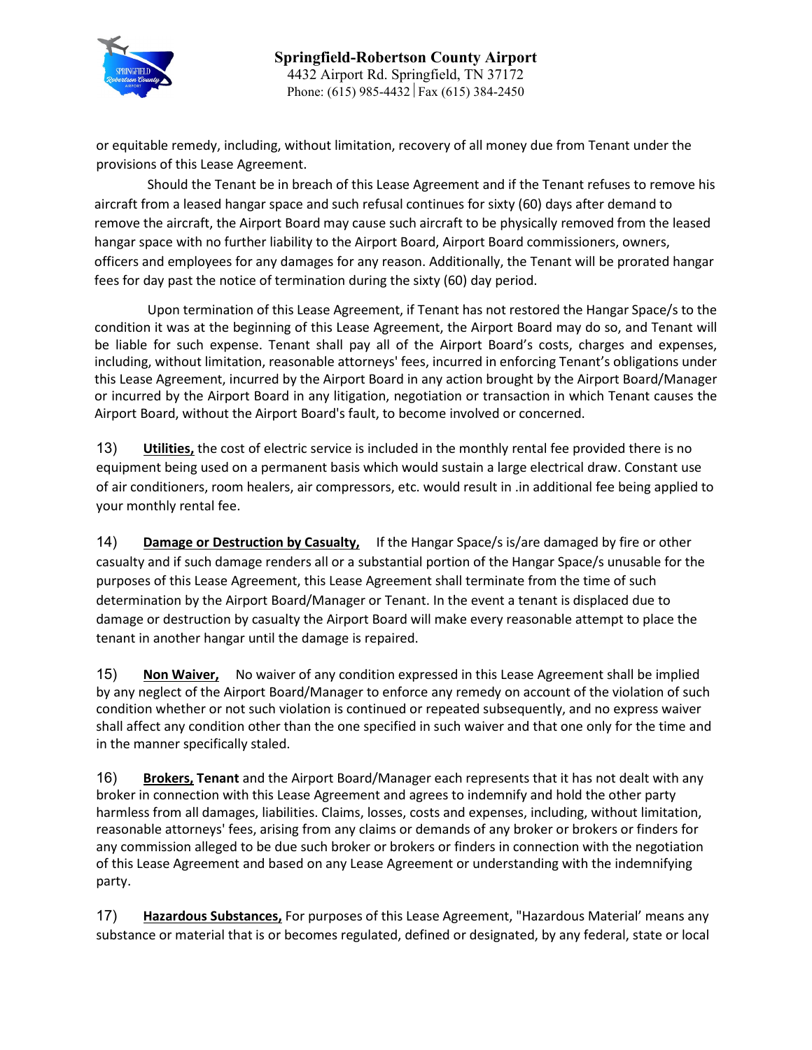or equitable remedy, including, without limitation, recovery of all money due from Tenant under the provisions of this Lease Agreement.

Should the Tenant be in breach of this Lease Agreement and if the Tenant refuses to remove his aircraft from a leased hangar space and such refusal continues for sixty (60) days after demand to remove the aircraft, the Airport Board may cause such aircraft to be physically removed from the leased hangar space with no further liability to the Airport Board, Airport Board commissioners, owners, officers and employees for any damages for any reason. Additionally, the Tenant will be prorated hangar fees for day past the notice of termination during the sixty (60) day period.

Upon termination of this Lease Agreement, if Tenant has not restored the Hangar Space/s to the condition it was at the beginning of this Lease Agreement, the Airport Board may do so, and Tenant will be liable for such expense. Tenant shall pay all of the Airport Board's costs, charges and expenses, including, without limitation, reasonable attorneys' fees, incurred in enforcing Tenant's obligations under this Lease Agreement, incurred by the Airport Board in any action brought by the Airport Board/Manager or incurred by the Airport Board in any litigation, negotiation or transaction in which Tenant causes the Airport Board, without the Airport Board's fault, to become involved or concerned.

13) **Utilities,** the cost of electric service is included in the monthly rental fee provided there is no equipment being used on a permanent basis which would sustain a large electrical draw. Constant use of air conditioners, room healers, air compressors, etc. would result in .in additional fee being applied to your monthly rental fee.

14) **Damage or Destruction by Casualty,** If the Hangar Space/s is/are damaged by fire or other casualty and if such damage renders all or a substantial portion of the Hangar Space/s unusable for the purposes of this Lease Agreement, this Lease Agreement shall terminate from the time of such determination by the Airport Board/Manager or Tenant. In the event a tenant is displaced due to damage or destruction by casualty the Airport Board will make every reasonable attempt to place the tenant in another hangar until the damage is repaired.

15) **Non Waiver,** No waiver of any condition expressed in this Lease Agreement shall be implied by any neglect of the Airport Board/Manager to enforce any remedy on account of the violation of such condition whether or not such violation is continued or repeated subsequently, and no express waiver shall affect any condition other than the one specified in such waiver and that one only for the time and in the manner specifically staled.

16) **Brokers, Tenant** and the Airport Board/Manager each represents that it has not dealt with any broker in connection with this Lease Agreement and agrees to indemnify and hold the other party harmless from all damages, liabilities. Claims, losses, costs and expenses, including, without limitation, reasonable attorneys' fees, arising from any claims or demands of any broker or brokers or finders for any commission alleged to be due such broker or brokers or finders in connection with the negotiation of this Lease Agreement and based on any Lease Agreement or understanding with the indemnifying party.

17) **Hazardous Substances,** For purposes of this Lease Agreement, "Hazardous Material' means any substance or material that is or becomes regulated, defined or designated, by any federal, state or local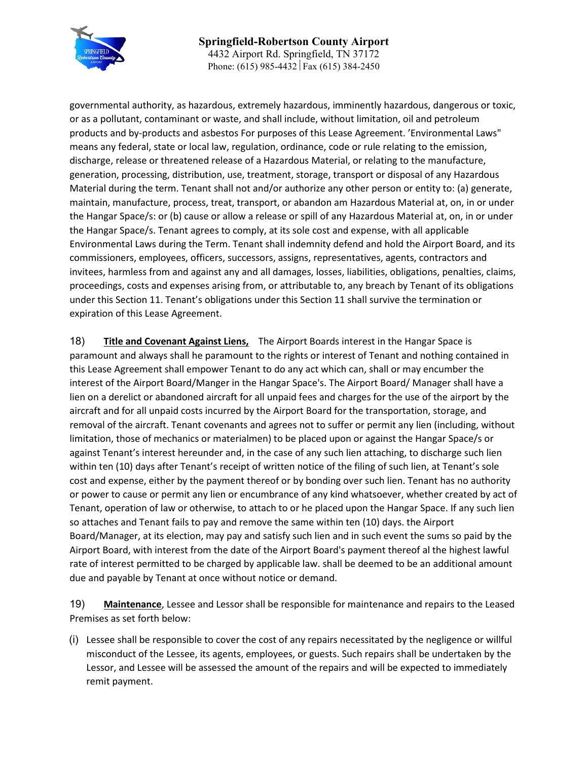governmental authority, as hazardous, extremely hazardous, imminently hazardous, dangerous or toxic, or as a pollutant, contaminant or waste, and shall include, without limitation, oil and petroleum products and by-products and asbestos For purposes of this Lease Agreement. 'Environmental Laws" means any federal, state or local law, regulation, ordinance, code or rule relating to the emission, discharge, release or threatened release of a Hazardous Material, or relating to the manufacture, generation, processing, distribution, use, treatment, storage, transport or disposal of any Hazardous Material during the term. Tenant shall not and/or authorize any other person or entity to: (a) generate, maintain, manufacture, process, treat, transport, or abandon am Hazardous Material at, on, in or under the Hangar Space/s: or (b) cause or allow a release or spill of any Hazardous Material at, on, in or under the Hangar Space/s. Tenant agrees to comply, at its sole cost and expense, with all applicable Environmental Laws during the Term. Tenant shall indemnity defend and hold the Airport Board, and its commissioners, employees, officers, successors, assigns, representatives, agents, contractors and invitees, harmless from and against any and all damages, losses, liabilities, obligations, penalties, claims, proceedings, costs and expenses arising from, or attributable to, any breach by Tenant of its obligations under this Section 11. Tenant's obligations under this Section 11 shall survive the termination or expiration of this Lease Agreement.

18) **Title and Covenant Against Liens,** The Airport Boards interest in the Hangar Space is paramount and always shall he paramount to the rights or interest of Tenant and nothing contained in this Lease Agreement shall empower Tenant to do any act which can, shall or may encumber the interest of the Airport Board/Manger in the Hangar Space's. The Airport Board/ Manager shall have a lien on a derelict or abandoned aircraft for all unpaid fees and charges for the use of the airport by the aircraft and for all unpaid costs incurred by the Airport Board for the transportation, storage, and removal of the aircraft. Tenant covenants and agrees not to suffer or permit any lien (including, without limitation, those of mechanics or materialmen) to be placed upon or against the Hangar Space/s or against Tenant's interest hereunder and, in the case of any such lien attaching, to discharge such lien within ten (10) days after Tenant's receipt of written notice of the filing of such lien, at Tenant's sole cost and expense, either by the payment thereof or by bonding over such lien. Tenant has no authority or power to cause or permit any lien or encumbrance of any kind whatsoever, whether created by act of Tenant, operation of law or otherwise, to attach to or he placed upon the Hangar Space. If any such lien so attaches and Tenant fails to pay and remove the same within ten (10) days. the Airport Board/Manager, at its election, may pay and satisfy such lien and in such event the sums so paid by the Airport Board, with interest from the date of the Airport Board's payment thereof al the highest lawful rate of interest permitted to be charged by applicable law. shall be deemed to be an additional amount due and payable by Tenant at once without notice or demand.

19) **Maintenance**, Lessee and Lessor shall be responsible for maintenance and repairs to the Leased Premises as set forth below:

(i) Lessee shall be responsible to cover the cost of any repairs necessitated by the negligence or willful misconduct of the Lessee, its agents, employees, or guests. Such repairs shall be undertaken by the Lessor, and Lessee will be assessed the amount of the repairs and will be expected to immediately remit payment.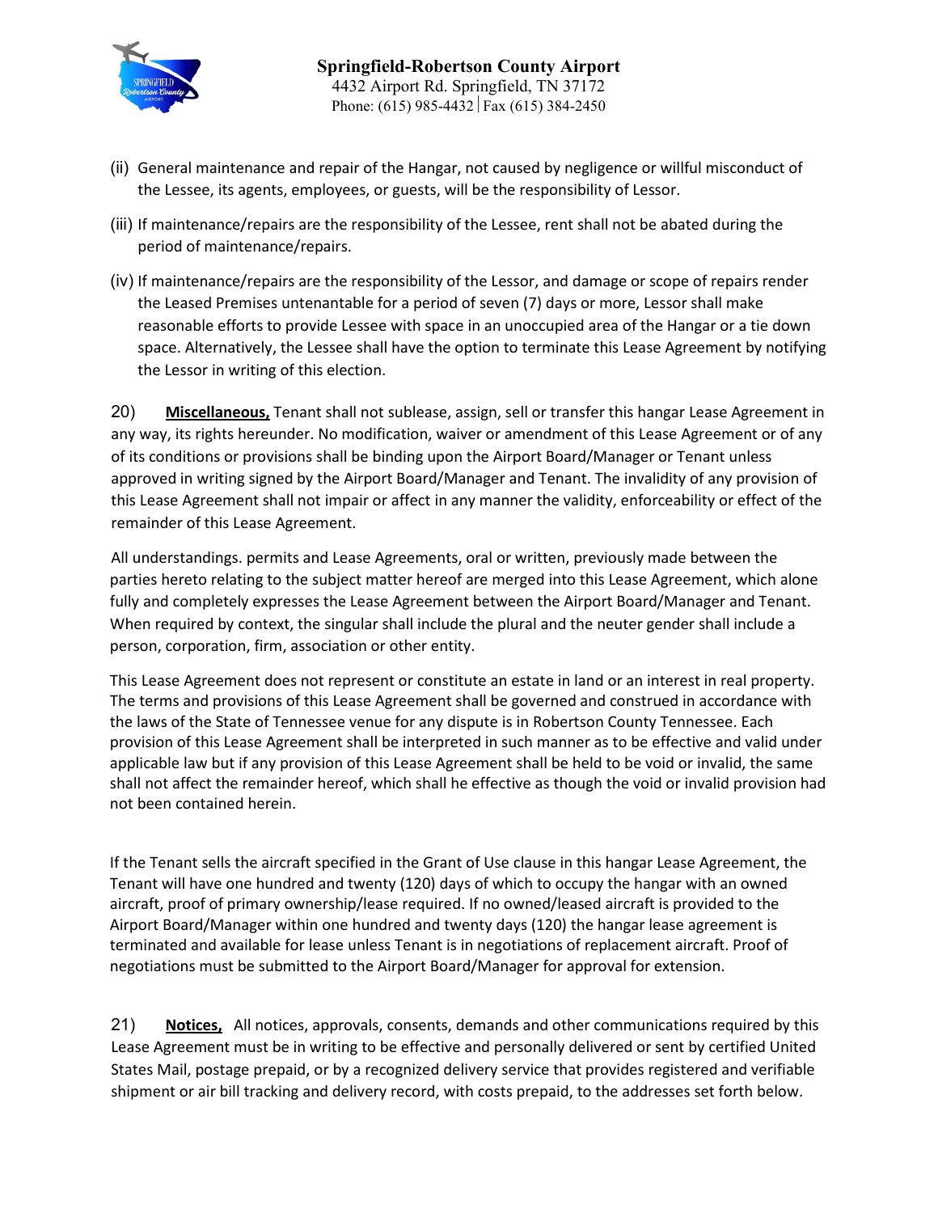(ii) General maintenance and repair of the Hangar, not caused by negligence or willful misconduct of the Lessee, its agents, employees, or guests, will be the responsibility of Lessor.

(iii) If maintenance/repairs are the responsibility of the Lessee, rent shall not be abated during the period of maintenance/repairs.

(iv) If maintenance/repairs are the responsibility of the Lessor, and damage or scope of repairs render the Leased Premises untenantable for a period of seven (7) days or more, Lessor shall make reasonable efforts to provide Lessee with space in an unoccupied area of the Hangar or a tie down space. Alternatively, the Lessee shall have the option to terminate this Lease Agreement by notifying the Lessor in writing of this election.

20) **Miscellaneous,** Tenant shall not sublease, assign, sell or transfer this hangar Lease Agreement in any way, its rights hereunder. No modification, waiver or amendment of this Lease Agreement or of any of its conditions or provisions shall be binding upon the Airport Board/Manager or Tenant unless approved in writing signed by the Airport Board/Manager and Tenant. The invalidity of any provision of this Lease Agreement shall not impair or affect in any manner the validity, enforceability or effect of the remainder of this Lease Agreement.

All understandings. permits and Lease Agreements, oral or written, previously made between the parties hereto relating to the subject matter hereof are merged into this Lease Agreement, which alone fully and completely expresses the Lease Agreement between the Airport Board/Manager and Tenant. When required by context, the singular shall include the plural and the neuter gender shall include a person, corporation, firm, association or other entity.

This Lease Agreement does not represent or constitute an estate in land or an interest in real property. The terms and provisions of this Lease Agreement shall be governed and construed in accordance with the laws of the State of Tennessee venue for any dispute is in Robertson County Tennessee. Each provision of this Lease Agreement shall be interpreted in such manner as to be effective and valid under applicable law but if any provision of this Lease Agreement shall be held to be void or invalid, the same shall not affect the remainder hereof, which shall he effective as though the void or invalid provision had not been contained herein.

If the Tenant sells the aircraft specified in the Grant of Use clause in this hangar Lease Agreement, the Tenant will have one hundred and twenty (120) days of which to occupy the hangar with an owned aircraft, proof of primary ownership/lease required. If no owned/leased aircraft is provided to the Airport Board/Manager within one hundred and twenty days (120) the hangar lease agreement is terminated and available for lease unless Tenant is in negotiations of replacement aircraft. Proof of negotiations must be submitted to the Airport Board/Manager for approval for extension.

21) **Notices,** All notices, approvals, consents, demands and other communications required by this Lease Agreement must be in writing to be effective and personally delivered or sent by certified United States Mail, postage prepaid, or by a recognized delivery service that provides registered and verifiable shipment or air bill tracking and delivery record, with costs prepaid, to the addresses set forth below.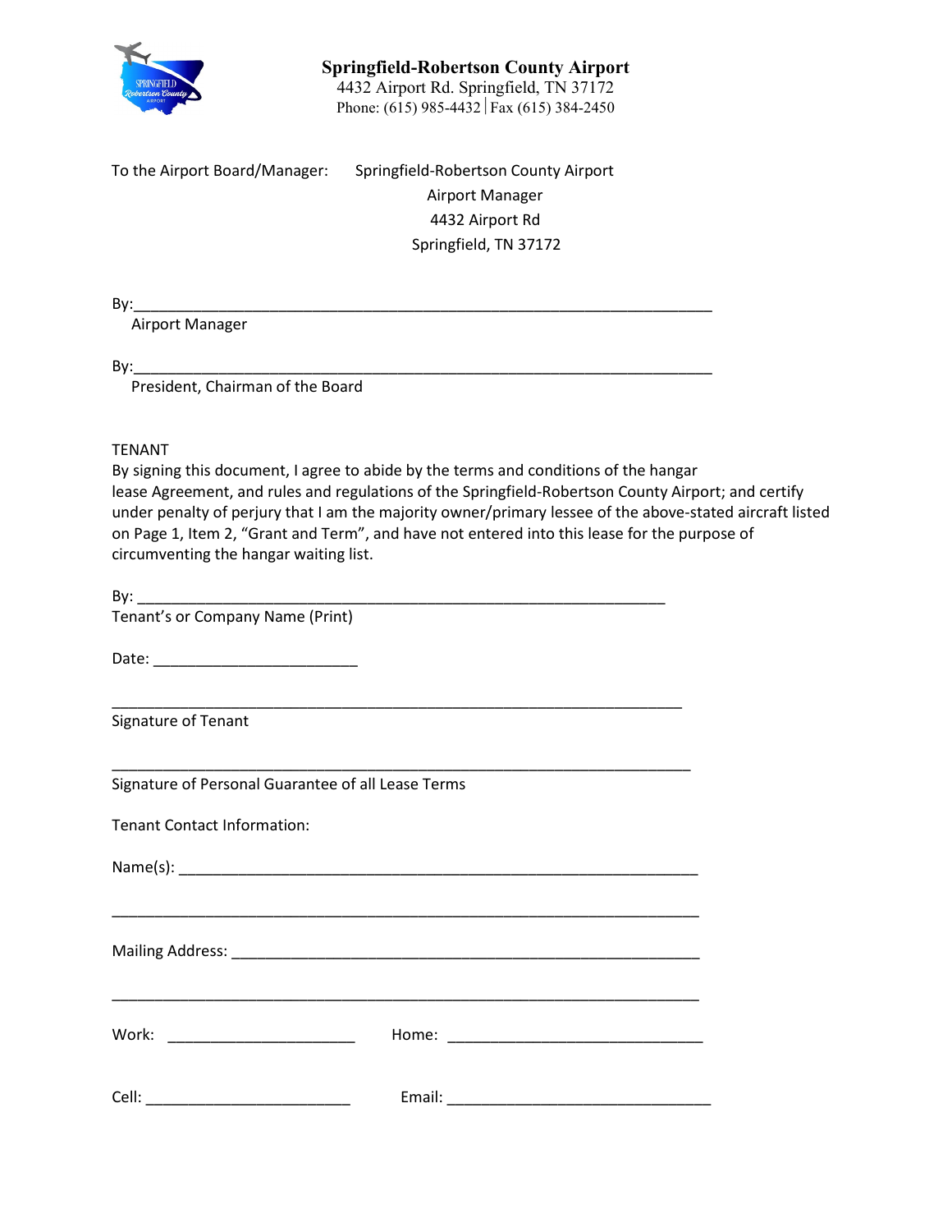**Springfield-Robertson County Airport**
4432 Airport Rd. Springfield, TN 37172
Phone: (615) 985-4432 | Fax (615) 384-2450

To the Airport Board/Manager: Springfield-Robertson County Airport
Airport Manager
4432 Airport Rd
Springfield, TN 37172

By:_______________________________________________________________________
Airport Manager

By:_______________________________________________________________________
President, Chairman of the Board

TENANT

By signing this document, I agree to abide by the terms and conditions of the hangar lease Agreement, and rules and regulations of the Springfield-Robertson County Airport; and certify under penalty of perjury that I am the majority owner/primary lessee of the above-stated aircraft listed on Page 1, Item 2, "Grant and Term", and have not entered into this lease for the purpose of circumventing the hangar waiting list.

By: _________________________________________________________________
Tenant's or Company Name (Print)

Date: _________________________

_______________________________________________________________________
Signature of Tenant

_______________________________________________________________________
Signature of Personal Guarantee of all Lease Terms

Tenant Contact Information:

Name(s): _________________________________________________________________

_______________________________________________________________________

Mailing Address: __________________________________________________________

_______________________________________________________________________

Work: ______________________ Home: _______________________________

Cell: _________________________ Email: ________________________________